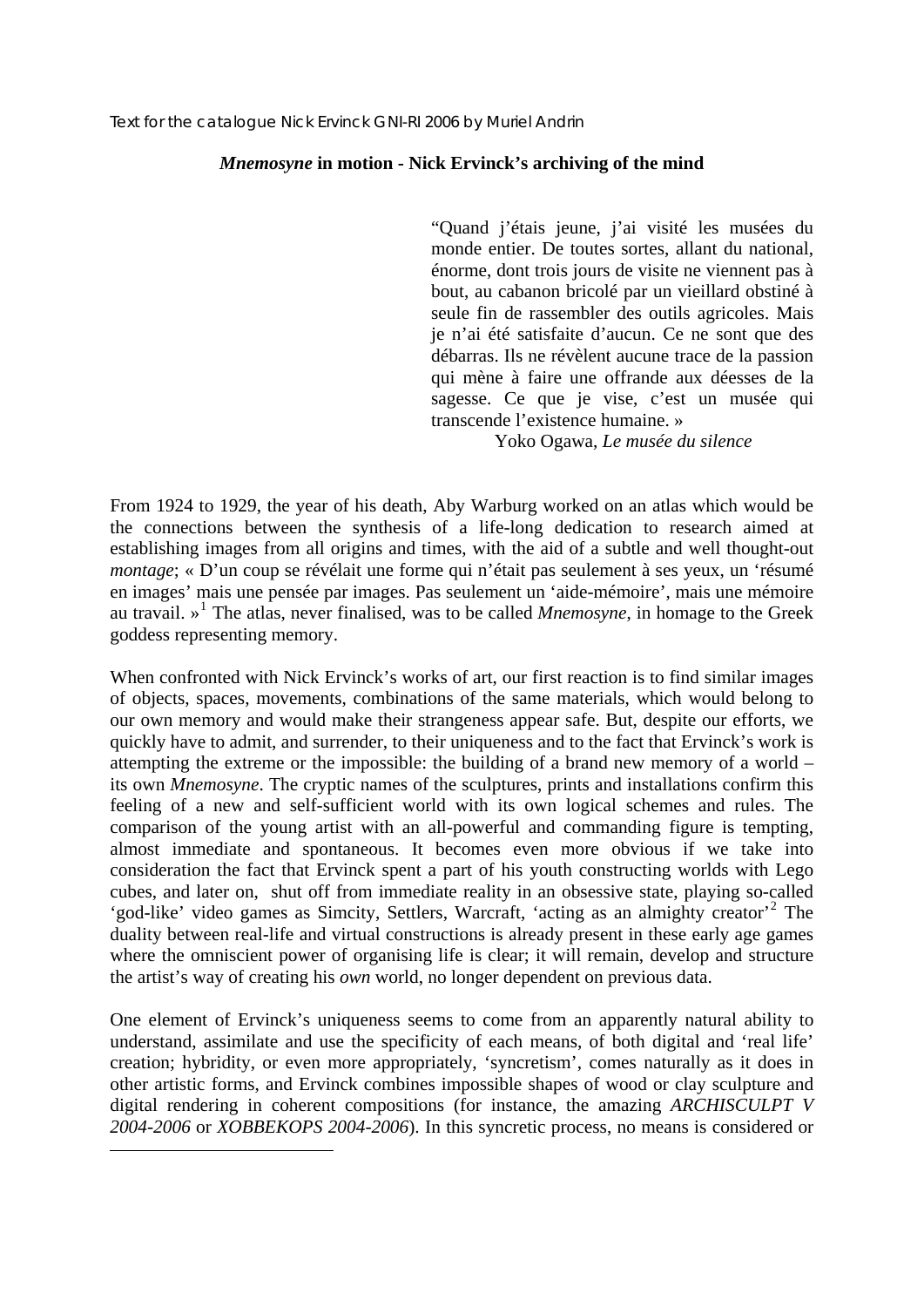Text for the catalogue Nick Ervinck GNI-RI 2006 by Muriel Andrin

## *Mnemosyne* in motion - Nick Ervinck's archiving of the mind

> "Quand j'étais jeune, j'ai visité les musées du monde entier. De toutes sortes, allant du national, énorme, dont trois jours de visite ne viennent pas à bout, au cabanon bricolé par un vieillard obstiné à seule fin de rassembler des outils agricoles. Mais je n'ai été satisfaite d'aucun. Ce ne sont que des débarras. Ils ne révèlent aucune trace de la passion qui mène à faire une offrande aux déesses de la sagesse. Ce que je vise, c'est un musée qui transcende l'existence humaine. »
>
> Yoko Ogawa, *Le musée du silence*

From 1924 to 1929, the year of his death, Aby Warburg worked on an atlas which would be the connections between the synthesis of a life-long dedication to research aimed at establishing images from all origins and times, with the aid of a subtle and well thought-out *montage*; « D'un coup se révélait une forme qui n'était pas seulement à ses yeux, un 'résumé en images' mais une pensée par images. Pas seulement un 'aide-mémoire', mais une mémoire au travail. »[1] The atlas, never finalised, was to be called *Mnemosyne*, in homage to the Greek goddess representing memory.

When confronted with Nick Ervinck's works of art, our first reaction is to find similar images of objects, spaces, movements, combinations of the same materials, which would belong to our own memory and would make their strangeness appear safe. But, despite our efforts, we quickly have to admit, and surrender, to their uniqueness and to the fact that Ervinck's work is attempting the extreme or the impossible: the building of a brand new memory of a world – its own *Mnemosyne*. The cryptic names of the sculptures, prints and installations confirm this feeling of a new and self-sufficient world with its own logical schemes and rules. The comparison of the young artist with an all-powerful and commanding figure is tempting, almost immediate and spontaneous. It becomes even more obvious if we take into consideration the fact that Ervinck spent a part of his youth constructing worlds with Lego cubes, and later on, shut off from immediate reality in an obsessive state, playing so-called 'god-like' video games as Simcity, Settlers, Warcraft, 'acting as an almighty creator'[2] The duality between real-life and virtual constructions is already present in these early age games where the omniscient power of organising life is clear; it will remain, develop and structure the artist's way of creating his *own* world, no longer dependent on previous data.

One element of Ervinck's uniqueness seems to come from an apparently natural ability to understand, assimilate and use the specificity of each means, of both digital and 'real life' creation; hybridity, or even more appropriately, 'syncretism', comes naturally as it does in other artistic forms, and Ervinck combines impossible shapes of wood or clay sculpture and digital rendering in coherent compositions (for instance, the amazing *ARCHISCULPT V 2004-2006* or *XOBBEKOPS 2004-2006*). In this syncretic process, no means is considered or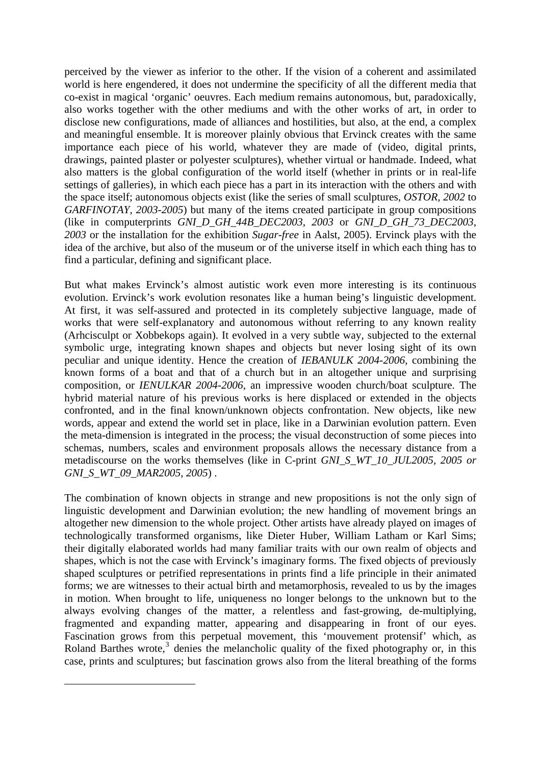perceived by the viewer as inferior to the other. If the vision of a coherent and assimilated world is here engendered, it does not undermine the specificity of all the different media that co-exist in magical 'organic' oeuvres. Each medium remains autonomous, but, paradoxically, also works together with the other mediums and with the other works of art, in order to disclose new configurations, made of alliances and hostilities, but also, at the end, a complex and meaningful ensemble. It is moreover plainly obvious that Ervinck creates with the same importance each piece of his world, whatever they are made of (video, digital prints, drawings, painted plaster or polyester sculptures), whether virtual or handmade. Indeed, what also matters is the global configuration of the world itself (whether in prints or in real-life settings of galleries), in which each piece has a part in its interaction with the others and with the space itself; autonomous objects exist (like the series of small sculptures, *OSTOR, 2002* to *GARFINOTAY, 2003-2005*) but many of the items created participate in group compositions (like in computerprints *GNI_D_GH_44B_DEC2003, 2003* or *GNI_D_GH_73_DEC2003, 2003* or the installation for the exhibition *Sugar-free* in Aalst, 2005). Ervinck plays with the idea of the archive, but also of the museum or of the universe itself in which each thing has to find a particular, defining and significant place.

But what makes Ervinck's almost autistic work even more interesting is its continuous evolution. Ervinck's work evolution resonates like a human being's linguistic development. At first, it was self-assured and protected in its completely subjective language, made of works that were self-explanatory and autonomous without referring to any known reality (Arhcisculpt or Xobbekops again). It evolved in a very subtle way, subjected to the external symbolic urge, integrating known shapes and objects but never losing sight of its own peculiar and unique identity. Hence the creation of *IEBANULK 2004-2006*, combining the known forms of a boat and that of a church but in an altogether unique and surprising composition, or *IENULKAR 2004-2006*, an impressive wooden church/boat sculpture. The hybrid material nature of his previous works is here displaced or extended in the objects confronted, and in the final known/unknown objects confrontation. New objects, like new words, appear and extend the world set in place, like in a Darwinian evolution pattern. Even the meta-dimension is integrated in the process; the visual deconstruction of some pieces into schemas, numbers, scales and environment proposals allows the necessary distance from a metadiscourse on the works themselves (like in C-print *GNI_S_WT_10_JUL2005, 2005 or GNI_S_WT_09_MAR2005, 2005*) .

The combination of known objects in strange and new propositions is not the only sign of linguistic development and Darwinian evolution; the new handling of movement brings an altogether new dimension to the whole project. Other artists have already played on images of technologically transformed organisms, like Dieter Huber, William Latham or Karl Sims; their digitally elaborated worlds had many familiar traits with our own realm of objects and shapes, which is not the case with Ervinck's imaginary forms. The fixed objects of previously shaped sculptures or petrified representations in prints find a life principle in their animated forms; we are witnesses to their actual birth and metamorphosis, revealed to us by the images in motion. When brought to life, uniqueness no longer belongs to the unknown but to the always evolving changes of the matter, a relentless and fast-growing, de-multiplying, fragmented and expanding matter, appearing and disappearing in front of our eyes. Fascination grows from this perpetual movement, this 'mouvement protensif' which, as Roland Barthes wrote,[3] denies the melancholic quality of the fixed photography or, in this case, prints and sculptures; but fascination grows also from the literal breathing of the forms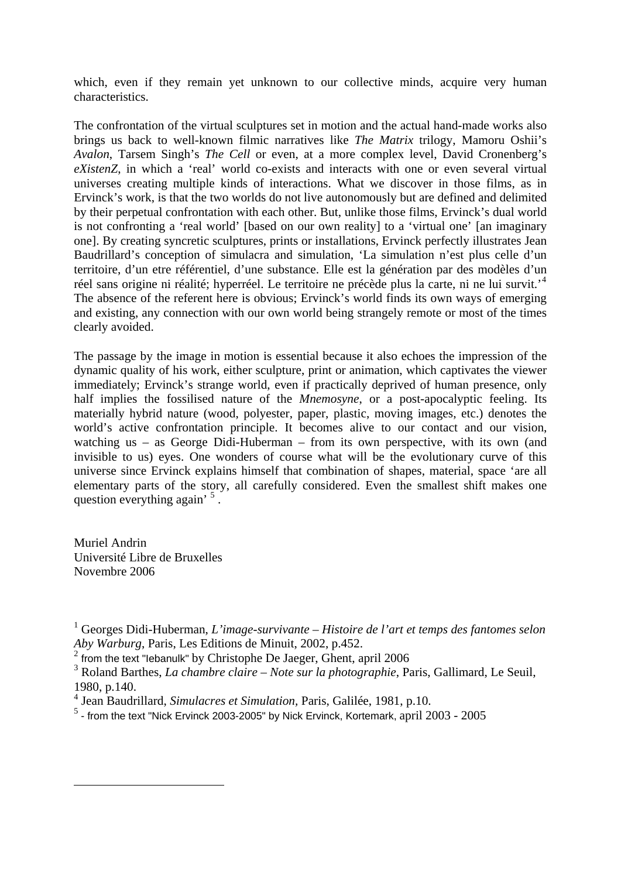which, even if they remain yet unknown to our collective minds, acquire very human characteristics.

The confrontation of the virtual sculptures set in motion and the actual hand-made works also brings us back to well-known filmic narratives like *The Matrix* trilogy, Mamoru Oshii's *Avalon*, Tarsem Singh's *The Cell* or even, at a more complex level, David Cronenberg's *eXistenZ*, in which a 'real' world co-exists and interacts with one or even several virtual universes creating multiple kinds of interactions. What we discover in those films, as in Ervinck's work, is that the two worlds do not live autonomously but are defined and delimited by their perpetual confrontation with each other. But, unlike those films, Ervinck's dual world is not confronting a 'real world' [based on our own reality] to a 'virtual one' [an imaginary one]. By creating syncretic sculptures, prints or installations, Ervinck perfectly illustrates Jean Baudrillard's conception of simulacra and simulation, 'La simulation n'est plus celle d'un territoire, d'un etre référentiel, d'une substance. Elle est la génération par des modèles d'un réel sans origine ni réalité; hyperréel. Le territoire ne précède plus la carte, ni ne lui survit.'[4] The absence of the referent here is obvious; Ervinck's world finds its own ways of emerging and existing, any connection with our own world being strangely remote or most of the times clearly avoided.

The passage by the image in motion is essential because it also echoes the impression of the dynamic quality of his work, either sculpture, print or animation, which captivates the viewer immediately; Ervinck's strange world, even if practically deprived of human presence, only half implies the fossilised nature of the *Mnemosyne*, or a post-apocalyptic feeling. Its materially hybrid nature (wood, polyester, paper, plastic, moving images, etc.) denotes the world's active confrontation principle. It becomes alive to our contact and our vision, watching us – as George Didi-Huberman – from its own perspective, with its own (and invisible to us) eyes. One wonders of course what will be the evolutionary curve of this universe since Ervinck explains himself that combination of shapes, material, space 'are all elementary parts of the story, all carefully considered. Even the smallest shift makes one question everything again' [5] .

Muriel Andrin
Université Libre de Bruxelles
Novembre 2006

[1] Georges Didi-Huberman, *L'image-survivante – Histoire de l'art et temps des fantomes selon Aby Warburg*, Paris, Les Editions de Minuit, 2002, p.452.

[2] from the text "Iebanulk" by Christophe De Jaeger, Ghent, april 2006

[3] Roland Barthes, *La chambre claire – Note sur la photographie*, Paris, Gallimard, Le Seuil, 1980, p.140.

[4] Jean Baudrillard, *Simulacres et Simulation*, Paris, Galilée, 1981, p.10.

[5] - from the text "Nick Ervinck 2003-2005" by Nick Ervinck, Kortemark, april 2003 - 2005